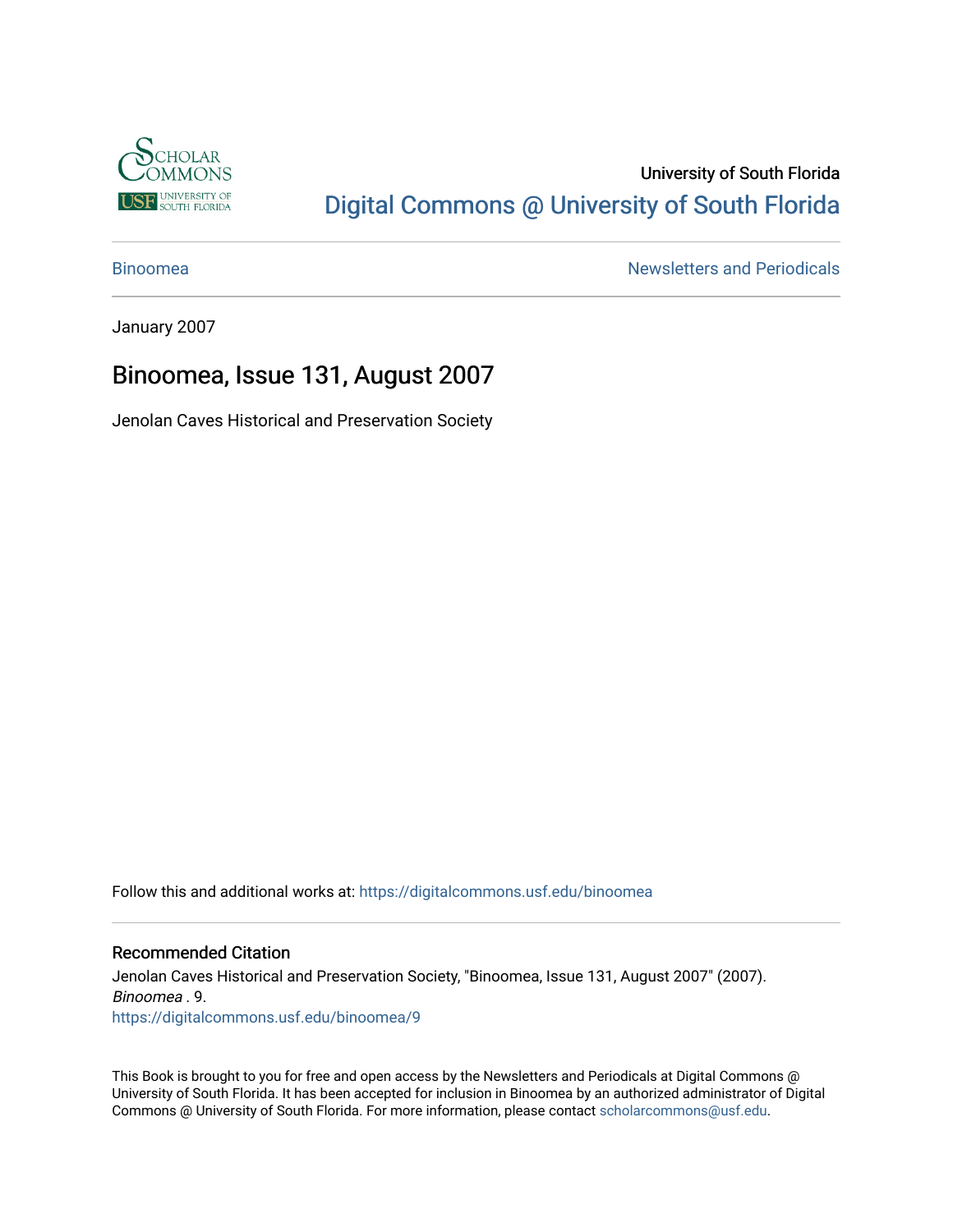University of South Florida

Digital Commons @ University of South Florida

Binoomea

Newsletters and Periodicals

January 2007

# Binoomea, Issue 131, August 2007

Jenolan Caves Historical and Preservation Society

Follow this and additional works at: https://digitalcommons.usf.edu/binoomea

## Recommended Citation

Jenolan Caves Historical and Preservation Society, "Binoomea, Issue 131, August 2007" (2007). *Binoomea* . 9.
https://digitalcommons.usf.edu/binoomea/9

This Book is brought to you for free and open access by the Newsletters and Periodicals at Digital Commons @ University of South Florida. It has been accepted for inclusion in Binoomea by an authorized administrator of Digital Commons @ University of South Florida. For more information, please contact scholarcommons@usf.edu.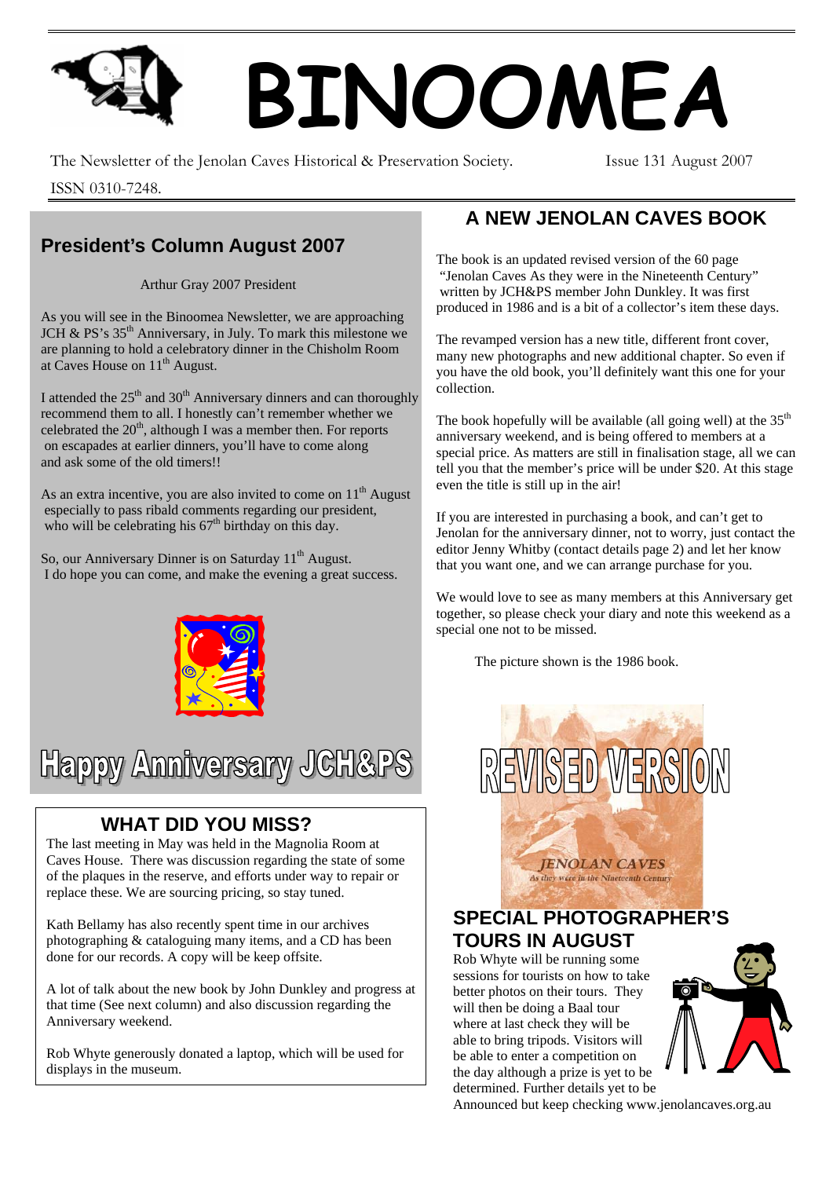# BINOOMEA

The Newsletter of the Jenolan Caves Historical & Preservation Society. Issue 131 August 2007

ISSN 0310-7248.

## President's Column August 2007

Arthur Gray 2007 President

As you will see in the Binoomea Newsletter, we are approaching JCH & PS's 35th Anniversary, in July. To mark this milestone we are planning to hold a celebratory dinner in the Chisholm Room at Caves House on 11th August.

I attended the 25th and 30th Anniversary dinners and can thoroughly recommend them to all. I honestly can't remember whether we celebrated the 20th, although I was a member then. For reports on escapades at earlier dinners, you'll have to come along and ask some of the old timers!!

As an extra incentive, you are also invited to come on 11th August especially to pass ribald comments regarding our president, who will be celebrating his 67th birthday on this day.

So, our Anniversary Dinner is on Saturday 11th August. I do hope you can come, and make the evening a great success.

**Happy Anniversary JCH&PS**

## WHAT DID YOU MISS?

The last meeting in May was held in the Magnolia Room at Caves House. There was discussion regarding the state of some of the plaques in the reserve, and efforts under way to repair or replace these. We are sourcing pricing, so stay tuned.

Kath Bellamy has also recently spent time in our archives photographing & cataloguing many items, and a CD has been done for our records. A copy will be keep offsite.

A lot of talk about the new book by John Dunkley and progress at that time (See next column) and also discussion regarding the Anniversary weekend.

Rob Whyte generously donated a laptop, which will be used for displays in the museum.

## A NEW JENOLAN CAVES BOOK

The book is an updated revised version of the 60 page "Jenolan Caves As they were in the Nineteenth Century" written by JCH&PS member John Dunkley. It was first produced in 1986 and is a bit of a collector's item these days.

The revamped version has a new title, different front cover, many new photographs and new additional chapter. So even if you have the old book, you'll definitely want this one for your collection.

The book hopefully will be available (all going well) at the 35th anniversary weekend, and is being offered to members at a special price. As matters are still in finalisation stage, all we can tell you that the member's price will be under $20. At this stage even the title is still up in the air!

If you are interested in purchasing a book, and can't get to Jenolan for the anniversary dinner, not to worry, just contact the editor Jenny Whitby (contact details page 2) and let her know that you want one, and we can arrange purchase for you.

We would love to see as many members at this Anniversary get together, so please check your diary and note this weekend as a special one not to be missed.

The picture shown is the 1986 book.

REVISED VERSION

JENOLAN CAVES
As they were in the Nineteenth Century

## SPECIAL PHOTOGRAPHER'S TOURS IN AUGUST

Rob Whyte will be running some sessions for tourists on how to take better photos on their tours. They will then be doing a Baal tour where at last check they will be able to bring tripods. Visitors will be able to enter a competition on the day although a prize is yet to be determined. Further details yet to be Announced but keep checking www.jenolancaves.org.au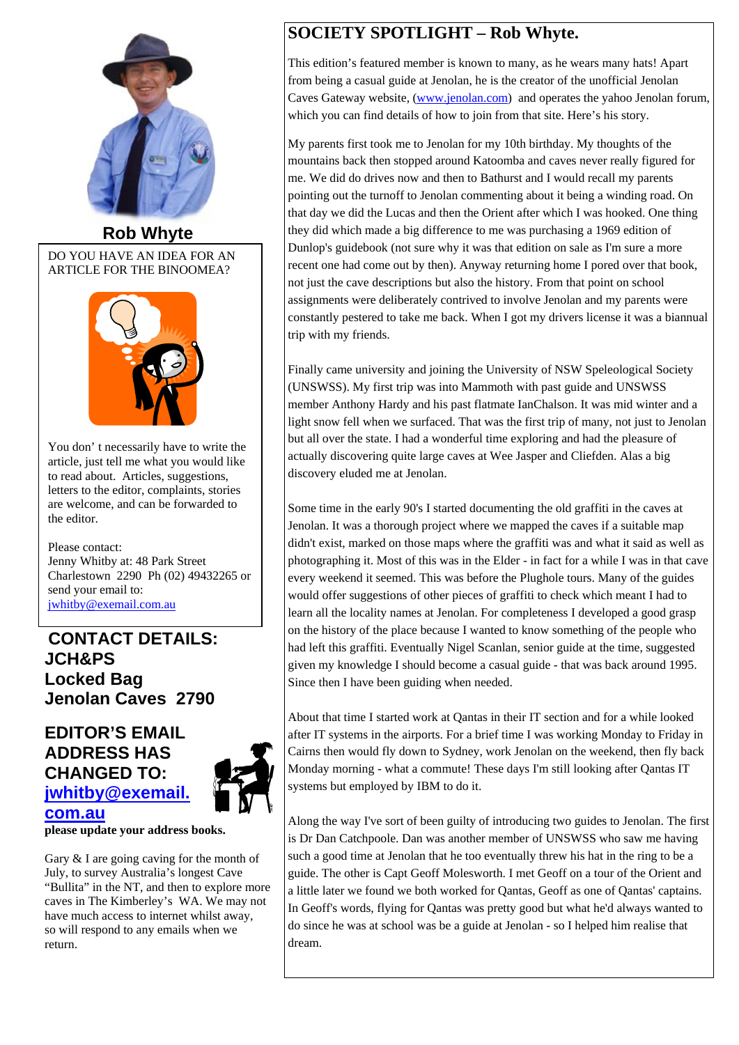Rob Whyte

DO YOU HAVE AN IDEA FOR AN ARTICLE FOR THE BINOOMEA?

You don' t necessarily have to write the article, just tell me what you would like to read about. Articles, suggestions, letters to the editor, complaints, stories are welcome, and can be forwarded to the editor.

Please contact:
Jenny Whitby at: 48 Park Street
Charlestown 2290 Ph (02) 49432265 or send your email to:
jwhitby@exemail.com.au

**CONTACT DETAILS:**
**JCH&PS**
**Locked Bag**
**Jenolan Caves 2790**

**EDITOR'S EMAIL ADDRESS HAS CHANGED TO: jwhitby@exemail.com.au**

**please update your address books.**

Gary & I are going caving for the month of July, to survey Australia's longest Cave "Bullita" in the NT, and then to explore more caves in The Kimberley's WA. We may not have much access to internet whilst away, so will respond to any emails when we return.

# SOCIETY SPOTLIGHT – Rob Whyte.

This edition's featured member is known to many, as he wears many hats! Apart from being a casual guide at Jenolan, he is the creator of the unofficial Jenolan Caves Gateway website, (www.jenolan.com) and operates the yahoo Jenolan forum, which you can find details of how to join from that site. Here's his story.

My parents first took me to Jenolan for my 10th birthday. My thoughts of the mountains back then stopped around Katoomba and caves never really figured for me. We did do drives now and then to Bathurst and I would recall my parents pointing out the turnoff to Jenolan commenting about it being a winding road. On that day we did the Lucas and then the Orient after which I was hooked. One thing they did which made a big difference to me was purchasing a 1969 edition of Dunlop's guidebook (not sure why it was that edition on sale as I'm sure a more recent one had come out by then). Anyway returning home I pored over that book, not just the cave descriptions but also the history. From that point on school assignments were deliberately contrived to involve Jenolan and my parents were constantly pestered to take me back. When I got my drivers license it was a biannual trip with my friends.

Finally came university and joining the University of NSW Speleological Society (UNSWSS). My first trip was into Mammoth with past guide and UNSWSS member Anthony Hardy and his past flatmate IanChalson. It was mid winter and a light snow fell when we surfaced. That was the first trip of many, not just to Jenolan but all over the state. I had a wonderful time exploring and had the pleasure of actually discovering quite large caves at Wee Jasper and Cliefden. Alas a big discovery eluded me at Jenolan.

Some time in the early 90's I started documenting the old graffiti in the caves at Jenolan. It was a thorough project where we mapped the caves if a suitable map didn't exist, marked on those maps where the graffiti was and what it said as well as photographing it. Most of this was in the Elder - in fact for a while I was in that cave every weekend it seemed. This was before the Plughole tours. Many of the guides would offer suggestions of other pieces of graffiti to check which meant I had to learn all the locality names at Jenolan. For completeness I developed a good grasp on the history of the place because I wanted to know something of the people who had left this graffiti. Eventually Nigel Scanlan, senior guide at the time, suggested given my knowledge I should become a casual guide - that was back around 1995. Since then I have been guiding when needed.

About that time I started work at Qantas in their IT section and for a while looked after IT systems in the airports. For a brief time I was working Monday to Friday in Cairns then would fly down to Sydney, work Jenolan on the weekend, then fly back Monday morning - what a commute! These days I'm still looking after Qantas IT systems but employed by IBM to do it.

Along the way I've sort of been guilty of introducing two guides to Jenolan. The first is Dr Dan Catchpoole. Dan was another member of UNSWSS who saw me having such a good time at Jenolan that he too eventually threw his hat in the ring to be a guide. The other is Capt Geoff Molesworth. I met Geoff on a tour of the Orient and a little later we found we both worked for Qantas, Geoff as one of Qantas' captains. In Geoff's words, flying for Qantas was pretty good but what he'd always wanted to do since he was at school was be a guide at Jenolan - so I helped him realise that dream.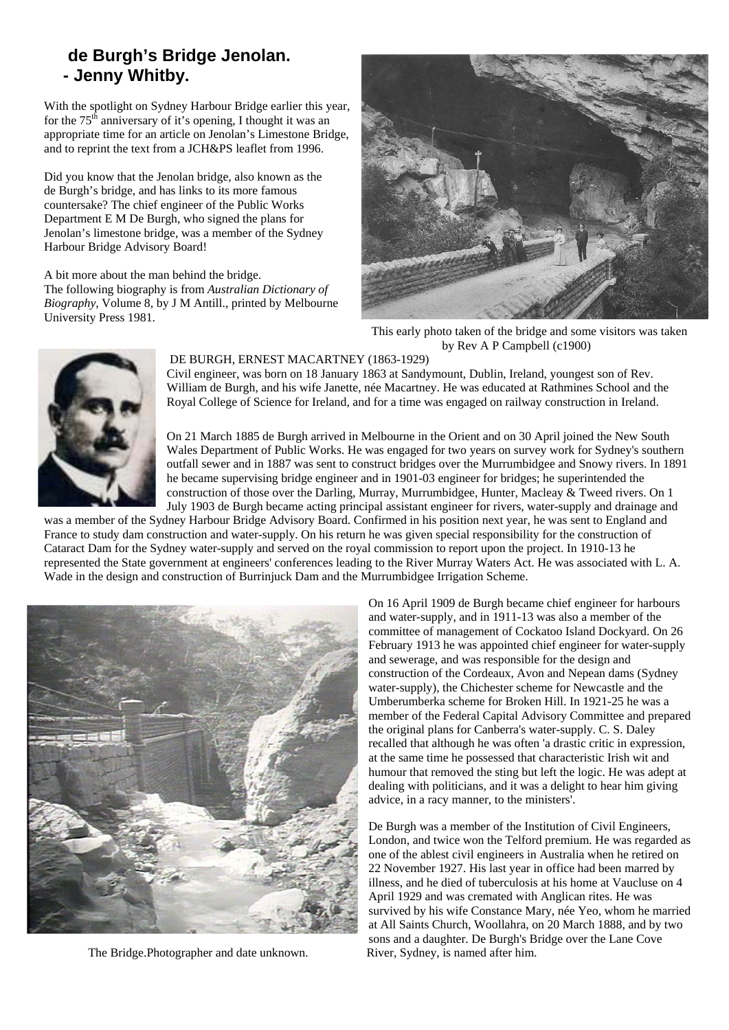## de Burgh's Bridge Jenolan.
## - Jenny Whitby.

With the spotlight on Sydney Harbour Bridge earlier this year, for the 75th anniversary of it's opening, I thought it was an appropriate time for an article on Jenolan's Limestone Bridge, and to reprint the text from a JCH&PS leaflet from 1996.

Did you know that the Jenolan bridge, also known as the de Burgh's bridge, and has links to its more famous countersake? The chief engineer of the Public Works Department E M De Burgh, who signed the plans for Jenolan's limestone bridge, was a member of the Sydney Harbour Bridge Advisory Board!

A bit more about the man behind the bridge.
The following biography is from *Australian Dictionary of Biography*, Volume 8, by J M Antill., printed by Melbourne University Press 1981.

This early photo taken of the bridge and some visitors was taken by Rev A P Campbell (c1900)

DE BURGH, ERNEST MACARTNEY (1863-1929)
Civil engineer, was born on 18 January 1863 at Sandymount, Dublin, Ireland, youngest son of Rev. William de Burgh, and his wife Janette, née Macartney. He was educated at Rathmines School and the Royal College of Science for Ireland, and for a time was engaged on railway construction in Ireland.

On 21 March 1885 de Burgh arrived in Melbourne in the Orient and on 30 April joined the New South Wales Department of Public Works. He was engaged for two years on survey work for Sydney's southern outfall sewer and in 1887 was sent to construct bridges over the Murrumbidgee and Snowy rivers. In 1891 he became supervising bridge engineer and in 1901-03 engineer for bridges; he superintended the construction of those over the Darling, Murray, Murrumbidgee, Hunter, Macleay & Tweed rivers. On 1 July 1903 de Burgh became acting principal assistant engineer for rivers, water-supply and drainage and was a member of the Sydney Harbour Bridge Advisory Board. Confirmed in his position next year, he was sent to England and France to study dam construction and water-supply. On his return he was given special responsibility for the construction of Cataract Dam for the Sydney water-supply and served on the royal commission to report upon the project. In 1910-13 he represented the State government at engineers' conferences leading to the River Murray Waters Act. He was associated with L. A. Wade in the design and construction of Burrinjuck Dam and the Murrumbidgee Irrigation Scheme.

On 16 April 1909 de Burgh became chief engineer for harbours and water-supply, and in 1911-13 was also a member of the committee of management of Cockatoo Island Dockyard. On 26 February 1913 he was appointed chief engineer for water-supply and sewerage, and was responsible for the design and construction of the Cordeaux, Avon and Nepean dams (Sydney water-supply), the Chichester scheme for Newcastle and the Umberumberka scheme for Broken Hill. In 1921-25 he was a member of the Federal Capital Advisory Committee and prepared the original plans for Canberra's water-supply. C. S. Daley recalled that although he was often 'a drastic critic in expression, at the same time he possessed that characteristic Irish wit and humour that removed the sting but left the logic. He was adept at dealing with politicians, and it was a delight to hear him giving advice, in a racy manner, to the ministers'.

De Burgh was a member of the Institution of Civil Engineers, London, and twice won the Telford premium. He was regarded as one of the ablest civil engineers in Australia when he retired on 22 November 1927. His last year in office had been marred by illness, and he died of tuberculosis at his home at Vaucluse on 4 April 1929 and was cremated with Anglican rites. He was survived by his wife Constance Mary, née Yeo, whom he married at All Saints Church, Woollahra, on 20 March 1888, and by two sons and a daughter. De Burgh's Bridge over the Lane Cove River, Sydney, is named after him.

The Bridge.Photographer and date unknown.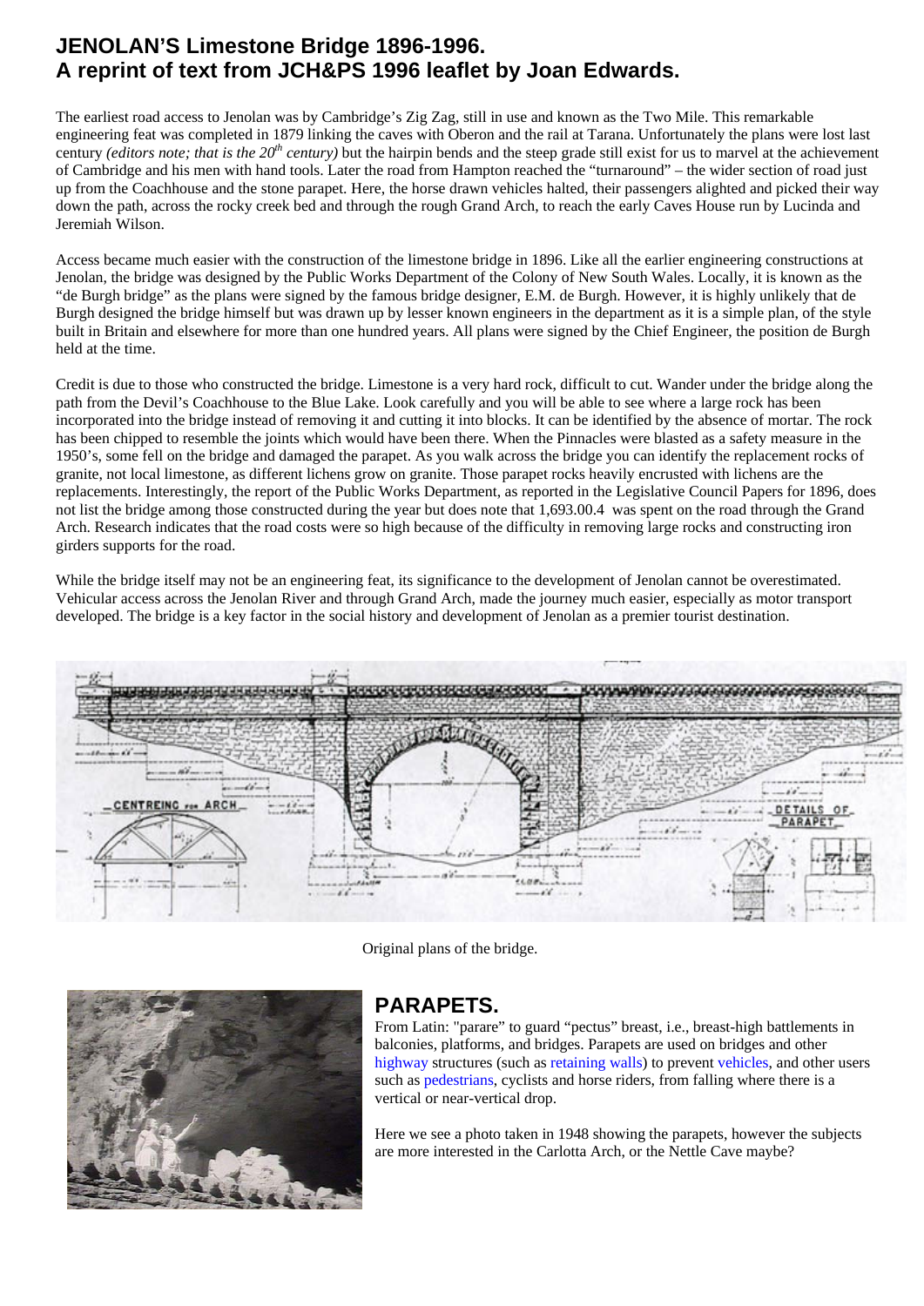# JENOLAN'S Limestone Bridge 1896-1996.
# A reprint of text from JCH&PS 1996 leaflet by Joan Edwards.

The earliest road access to Jenolan was by Cambridge's Zig Zag, still in use and known as the Two Mile. This remarkable engineering feat was completed in 1879 linking the caves with Oberon and the rail at Tarana. Unfortunately the plans were lost last century *(editors note; that is the 20th century)* but the hairpin bends and the steep grade still exist for us to marvel at the achievement of Cambridge and his men with hand tools. Later the road from Hampton reached the "turnaround" – the wider section of road just up from the Coachhouse and the stone parapet. Here, the horse drawn vehicles halted, their passengers alighted and picked their way down the path, across the rocky creek bed and through the rough Grand Arch, to reach the early Caves House run by Lucinda and Jeremiah Wilson.

Access became much easier with the construction of the limestone bridge in 1896. Like all the earlier engineering constructions at Jenolan, the bridge was designed by the Public Works Department of the Colony of New South Wales. Locally, it is known as the "de Burgh bridge" as the plans were signed by the famous bridge designer, E.M. de Burgh. However, it is highly unlikely that de Burgh designed the bridge himself but was drawn up by lesser known engineers in the department as it is a simple plan, of the style built in Britain and elsewhere for more than one hundred years. All plans were signed by the Chief Engineer, the position de Burgh held at the time.

Credit is due to those who constructed the bridge. Limestone is a very hard rock, difficult to cut. Wander under the bridge along the path from the Devil's Coachhouse to the Blue Lake. Look carefully and you will be able to see where a large rock has been incorporated into the bridge instead of removing it and cutting it into blocks. It can be identified by the absence of mortar. The rock has been chipped to resemble the joints which would have been there. When the Pinnacles were blasted as a safety measure in the 1950's, some fell on the bridge and damaged the parapet. As you walk across the bridge you can identify the replacement rocks of granite, not local limestone, as different lichens grow on granite. Those parapet rocks heavily encrusted with lichens are the replacements. Interestingly, the report of the Public Works Department, as reported in the Legislative Council Papers for 1896, does not list the bridge among those constructed during the year but does note that 1,693.00.4 was spent on the road through the Grand Arch. Research indicates that the road costs were so high because of the difficulty in removing large rocks and constructing iron girders supports for the road.

While the bridge itself may not be an engineering feat, its significance to the development of Jenolan cannot be overestimated. Vehicular access across the Jenolan River and through Grand Arch, made the journey much easier, especially as motor transport developed. The bridge is a key factor in the social history and development of Jenolan as a premier tourist destination.

Original plans of the bridge.

## PARAPETS.

From Latin: "parare" to guard "pectus" breast, i.e., breast-high battlements in balconies, platforms, and bridges. Parapets are used on bridges and other highway structures (such as retaining walls) to prevent vehicles, and other users such as pedestrians, cyclists and horse riders, from falling where there is a vertical or near-vertical drop.

Here we see a photo taken in 1948 showing the parapets, however the subjects are more interested in the Carlotta Arch, or the Nettle Cave maybe?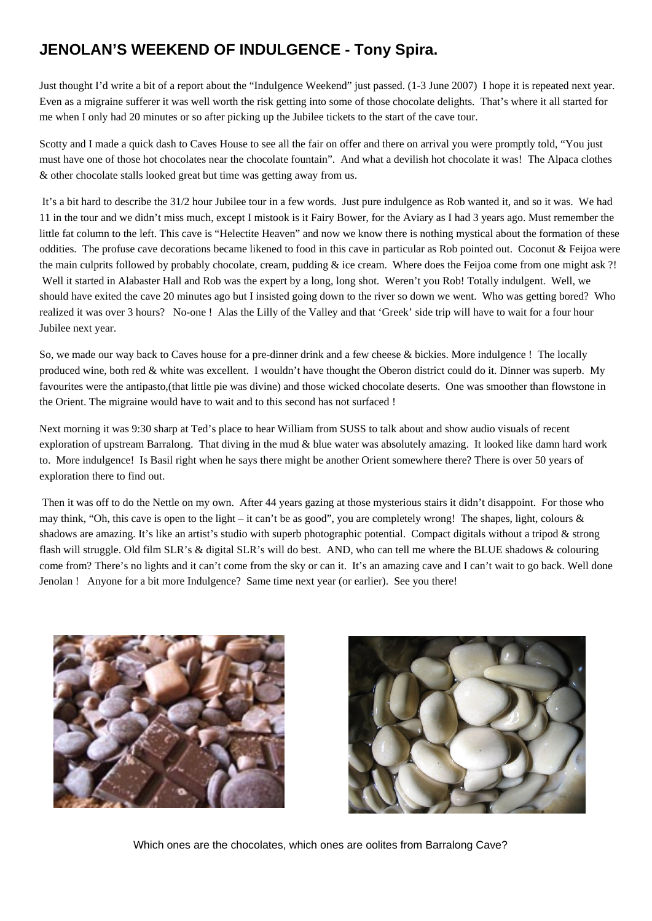## JENOLAN'S WEEKEND OF INDULGENCE - Tony Spira.

Just thought I'd write a bit of a report about the "Indulgence Weekend" just passed. (1-3 June 2007) I hope it is repeated next year. Even as a migraine sufferer it was well worth the risk getting into some of those chocolate delights. That's where it all started for me when I only had 20 minutes or so after picking up the Jubilee tickets to the start of the cave tour.

Scotty and I made a quick dash to Caves House to see all the fair on offer and there on arrival you were promptly told, "You just must have one of those hot chocolates near the chocolate fountain". And what a devilish hot chocolate it was! The Alpaca clothes & other chocolate stalls looked great but time was getting away from us.

It's a bit hard to describe the 31/2 hour Jubilee tour in a few words. Just pure indulgence as Rob wanted it, and so it was. We had 11 in the tour and we didn't miss much, except I mistook is it Fairy Bower, for the Aviary as I had 3 years ago. Must remember the little fat column to the left. This cave is "Helectite Heaven" and now we know there is nothing mystical about the formation of these oddities. The profuse cave decorations became likened to food in this cave in particular as Rob pointed out. Coconut & Feijoa were the main culprits followed by probably chocolate, cream, pudding & ice cream. Where does the Feijoa come from one might ask ?! Well it started in Alabaster Hall and Rob was the expert by a long, long shot. Weren't you Rob! Totally indulgent. Well, we should have exited the cave 20 minutes ago but I insisted going down to the river so down we went. Who was getting bored? Who realized it was over 3 hours? No-one ! Alas the Lilly of the Valley and that 'Greek' side trip will have to wait for a four hour Jubilee next year.

So, we made our way back to Caves house for a pre-dinner drink and a few cheese & bickies. More indulgence ! The locally produced wine, both red & white was excellent. I wouldn't have thought the Oberon district could do it. Dinner was superb. My favourites were the antipasto,(that little pie was divine) and those wicked chocolate deserts. One was smoother than flowstone in the Orient. The migraine would have to wait and to this second has not surfaced !

Next morning it was 9:30 sharp at Ted's place to hear William from SUSS to talk about and show audio visuals of recent exploration of upstream Barralong. That diving in the mud & blue water was absolutely amazing. It looked like damn hard work to. More indulgence! Is Basil right when he says there might be another Orient somewhere there? There is over 50 years of exploration there to find out.

Then it was off to do the Nettle on my own. After 44 years gazing at those mysterious stairs it didn't disappoint. For those who may think, "Oh, this cave is open to the light – it can't be as good", you are completely wrong! The shapes, light, colours & shadows are amazing. It's like an artist's studio with superb photographic potential. Compact digitals without a tripod & strong flash will struggle. Old film SLR's & digital SLR's will do best. AND, who can tell me where the BLUE shadows & colouring come from? There's no lights and it can't come from the sky or can it. It's an amazing cave and I can't wait to go back. Well done Jenolan ! Anyone for a bit more Indulgence? Same time next year (or earlier). See you there!

Which ones are the chocolates, which ones are oolites from Barralong Cave?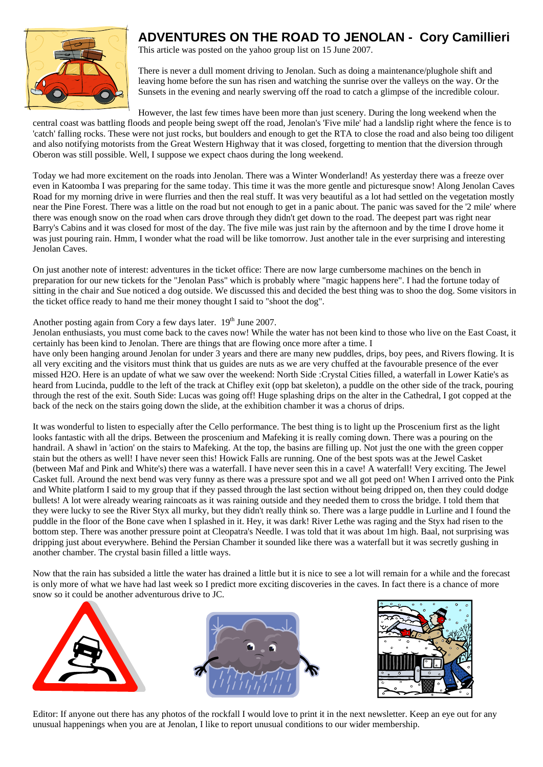# ADVENTURES ON THE ROAD TO JENOLAN - Cory Camillieri

This article was posted on the yahoo group list on 15 June 2007.

There is never a dull moment driving to Jenolan. Such as doing a maintenance/plughole shift and leaving home before the sun has risen and watching the sunrise over the valleys on the way. Or the Sunsets in the evening and nearly swerving off the road to catch a glimpse of the incredible colour.

However, the last few times have been more than just scenery. During the long weekend when the central coast was battling floods and people being swept off the road, Jenolan's 'Five mile' had a landslip right where the fence is to 'catch' falling rocks. These were not just rocks, but boulders and enough to get the RTA to close the road and also being too diligent and also notifying motorists from the Great Western Highway that it was closed, forgetting to mention that the diversion through Oberon was still possible. Well, I suppose we expect chaos during the long weekend.

Today we had more excitement on the roads into Jenolan. There was a Winter Wonderland! As yesterday there was a freeze over even in Katoomba I was preparing for the same today. This time it was the more gentle and picturesque snow! Along Jenolan Caves Road for my morning drive in were flurries and then the real stuff. It was very beautiful as a lot had settled on the vegetation mostly near the Pine Forest. There was a little on the road but not enough to get in a panic about. The panic was saved for the '2 mile' where there was enough snow on the road when cars drove through they didn't get down to the road. The deepest part was right near Barry's Cabins and it was closed for most of the day. The five mile was just rain by the afternoon and by the time I drove home it was just pouring rain. Hmm, I wonder what the road will be like tomorrow. Just another tale in the ever surprising and interesting Jenolan Caves.

On just another note of interest: adventures in the ticket office: There are now large cumbersome machines on the bench in preparation for our new tickets for the "Jenolan Pass" which is probably where "magic happens here". I had the fortune today of sitting in the chair and Sue noticed a dog outside. We discussed this and decided the best thing was to shoo the dog. Some visitors in the ticket office ready to hand me their money thought I said to "shoot the dog".

Another posting again from Cory a few days later. 19th June 2007.

Jenolan enthusiasts, you must come back to the caves now! While the water has not been kind to those who live on the East Coast, it certainly has been kind to Jenolan. There are things that are flowing once more after a time. I have only been hanging around Jenolan for under 3 years and there are many new puddles, drips, boy pees, and Rivers flowing. It is all very exciting and the visitors must think that us guides are nuts as we are very chuffed at the favourable presence of the ever missed H2O. Here is an update of what we saw over the weekend: North Side :Crystal Cities filled, a waterfall in Lower Katie's as heard from Lucinda, puddle to the left of the track at Chifley exit (opp bat skeleton), a puddle on the other side of the track, pouring through the rest of the exit. South Side: Lucas was going off! Huge splashing drips on the alter in the Cathedral, I got copped at the back of the neck on the stairs going down the slide, at the exhibition chamber it was a chorus of drips.

It was wonderful to listen to especially after the Cello performance. The best thing is to light up the Proscenium first as the light looks fantastic with all the drips. Between the proscenium and Mafeking it is really coming down. There was a pouring on the handrail. A shawl in 'action' on the stairs to Mafeking. At the top, the basins are filling up. Not just the one with the green copper stain but the others as well! I have never seen this! Howick Falls are running. One of the best spots was at the Jewel Casket (between Maf and Pink and White's) there was a waterfall. I have never seen this in a cave! A waterfall! Very exciting. The Jewel Casket full. Around the next bend was very funny as there was a pressure spot and we all got peed on! When I arrived onto the Pink and White platform I said to my group that if they passed through the last section without being dripped on, then they could dodge bullets! A lot were already wearing raincoats as it was raining outside and they needed them to cross the bridge. I told them that they were lucky to see the River Styx all murky, but they didn't really think so. There was a large puddle in Lurline and I found the puddle in the floor of the Bone cave when I splashed in it. Hey, it was dark! River Lethe was raging and the Styx had risen to the bottom step. There was another pressure point at Cleopatra's Needle. I was told that it was about 1m high. Baal, not surprising was dripping just about everywhere. Behind the Persian Chamber it sounded like there was a waterfall but it was secretly gushing in another chamber. The crystal basin filled a little ways.

Now that the rain has subsided a little the water has drained a little but it is nice to see a lot will remain for a while and the forecast is only more of what we have had last week so I predict more exciting discoveries in the caves. In fact there is a chance of more snow so it could be another adventurous drive to JC.

Editor: If anyone out there has any photos of the rockfall I would love to print it in the next newsletter. Keep an eye out for any unusual happenings when you are at Jenolan, I like to report unusual conditions to our wider membership.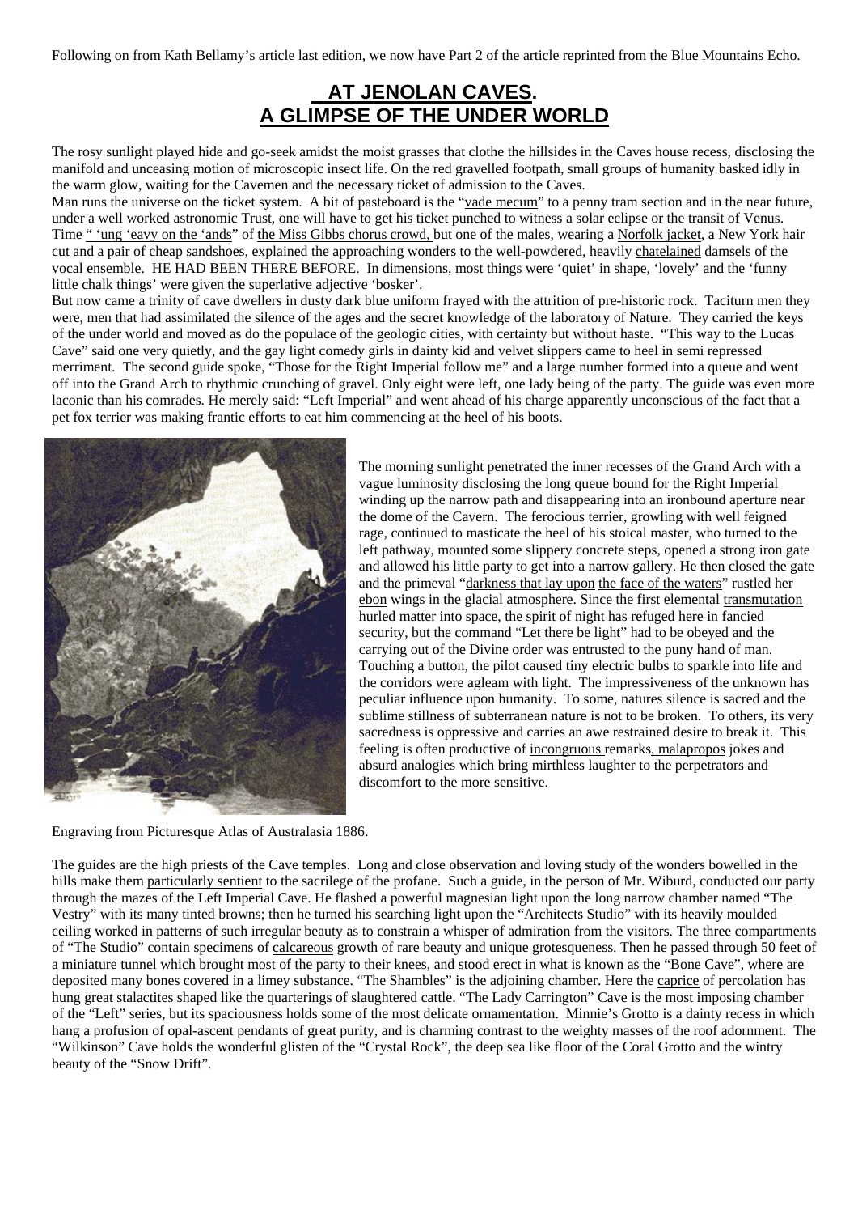Following on from Kath Bellamy's article last edition, we now have Part 2 of the article reprinted from the Blue Mountains Echo.

# AT JENOLAN CAVES.
# A GLIMPSE OF THE UNDER WORLD

The rosy sunlight played hide and go-seek amidst the moist grasses that clothe the hillsides in the Caves house recess, disclosing the manifold and unceasing motion of microscopic insect life. On the red gravelled footpath, small groups of humanity basked idly in the warm glow, waiting for the Cavemen and the necessary ticket of admission to the Caves.

Man runs the universe on the ticket system. A bit of pasteboard is the "vade mecum" to a penny tram section and in the near future, under a well worked astronomic Trust, one will have to get his ticket punched to witness a solar eclipse or the transit of Venus. Time " 'ung 'eavy on the 'ands" of the Miss Gibbs chorus crowd, but one of the males, wearing a Norfolk jacket, a New York hair cut and a pair of cheap sandshoes, explained the approaching wonders to the well-powdered, heavily chatelained damsels of the vocal ensemble. HE HAD BEEN THERE BEFORE. In dimensions, most things were 'quiet' in shape, 'lovely' and the 'funny little chalk things' were given the superlative adjective 'bosker'.

But now came a trinity of cave dwellers in dusty dark blue uniform frayed with the attrition of pre-historic rock. Taciturn men they were, men that had assimilated the silence of the ages and the secret knowledge of the laboratory of Nature. They carried the keys of the under world and moved as do the populace of the geologic cities, with certainty but without haste. "This way to the Lucas Cave" said one very quietly, and the gay light comedy girls in dainty kid and velvet slippers came to heel in semi repressed merriment. The second guide spoke, "Those for the Right Imperial follow me" and a large number formed into a queue and went off into the Grand Arch to rhythmic crunching of gravel. Only eight were left, one lady being of the party. The guide was even more laconic than his comrades. He merely said: "Left Imperial" and went ahead of his charge apparently unconscious of the fact that a pet fox terrier was making frantic efforts to eat him commencing at the heel of his boots.

The morning sunlight penetrated the inner recesses of the Grand Arch with a vague luminosity disclosing the long queue bound for the Right Imperial winding up the narrow path and disappearing into an ironbound aperture near the dome of the Cavern. The ferocious terrier, growling with well feigned rage, continued to masticate the heel of his stoical master, who turned to the left pathway, mounted some slippery concrete steps, opened a strong iron gate and allowed his little party to get into a narrow gallery. He then closed the gate and the primeval "darkness that lay upon the face of the waters" rustled her ebon wings in the glacial atmosphere. Since the first elemental transmutation hurled matter into space, the spirit of night has refuged here in fancied security, but the command "Let there be light" had to be obeyed and the carrying out of the Divine order was entrusted to the puny hand of man. Touching a button, the pilot caused tiny electric bulbs to sparkle into life and the corridors were agleam with light. The impressiveness of the unknown has peculiar influence upon humanity. To some, natures silence is sacred and the sublime stillness of subterranean nature is not to be broken. To others, its very sacredness is oppressive and carries an awe restrained desire to break it. This feeling is often productive of incongruous remarks, malapropos jokes and absurd analogies which bring mirthless laughter to the perpetrators and discomfort to the more sensitive.

Engraving from Picturesque Atlas of Australasia 1886.

The guides are the high priests of the Cave temples. Long and close observation and loving study of the wonders bowelled in the hills make them particularly sentient to the sacrilege of the profane. Such a guide, in the person of Mr. Wiburd, conducted our party through the mazes of the Left Imperial Cave. He flashed a powerful magnesian light upon the long narrow chamber named "The Vestry" with its many tinted browns; then he turned his searching light upon the "Architects Studio" with its heavily moulded ceiling worked in patterns of such irregular beauty as to constrain a whisper of admiration from the visitors. The three compartments of "The Studio" contain specimens of calcareous growth of rare beauty and unique grotesqueness. Then he passed through 50 feet of a miniature tunnel which brought most of the party to their knees, and stood erect in what is known as the "Bone Cave", where are deposited many bones covered in a limey substance. "The Shambles" is the adjoining chamber. Here the caprice of percolation has hung great stalactites shaped like the quarterings of slaughtered cattle. "The Lady Carrington" Cave is the most imposing chamber of the "Left" series, but its spaciousness holds some of the most delicate ornamentation. Minnie's Grotto is a dainty recess in which hang a profusion of opal-ascent pendants of great purity, and is charming contrast to the weighty masses of the roof adornment. The "Wilkinson" Cave holds the wonderful glisten of the "Crystal Rock", the deep sea like floor of the Coral Grotto and the wintry beauty of the "Snow Drift".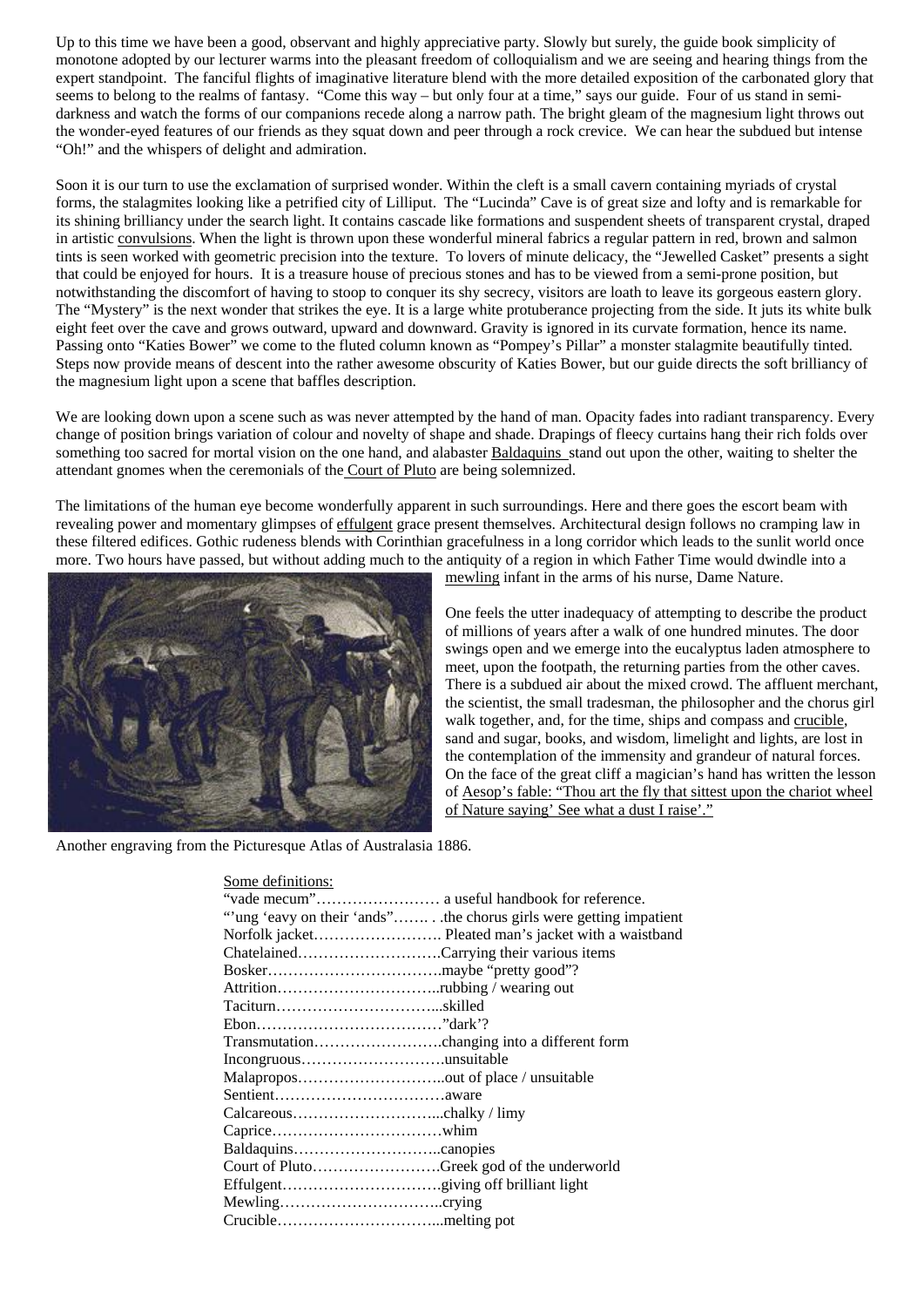Up to this time we have been a good, observant and highly appreciative party. Slowly but surely, the guide book simplicity of monotone adopted by our lecturer warms into the pleasant freedom of colloquialism and we are seeing and hearing things from the expert standpoint. The fanciful flights of imaginative literature blend with the more detailed exposition of the carbonated glory that seems to belong to the realms of fantasy. "Come this way – but only four at a time," says our guide. Four of us stand in semi-darkness and watch the forms of our companions recede along a narrow path. The bright gleam of the magnesium light throws out the wonder-eyed features of our friends as they squat down and peer through a rock crevice. We can hear the subdued but intense "Oh!" and the whispers of delight and admiration.

Soon it is our turn to use the exclamation of surprised wonder. Within the cleft is a small cavern containing myriads of crystal forms, the stalagmites looking like a petrified city of Lilliput. The "Lucinda" Cave is of great size and lofty and is remarkable for its shining brilliancy under the search light. It contains cascade like formations and suspendent sheets of transparent crystal, draped in artistic convulsions. When the light is thrown upon these wonderful mineral fabrics a regular pattern in red, brown and salmon tints is seen worked with geometric precision into the texture. To lovers of minute delicacy, the "Jewelled Casket" presents a sight that could be enjoyed for hours. It is a treasure house of precious stones and has to be viewed from a semi-prone position, but notwithstanding the discomfort of having to stoop to conquer its shy secrecy, visitors are loath to leave its gorgeous eastern glory. The "Mystery" is the next wonder that strikes the eye. It is a large white protuberance projecting from the side. It juts its white bulk eight feet over the cave and grows outward, upward and downward. Gravity is ignored in its curvate formation, hence its name. Passing onto "Katies Bower" we come to the fluted column known as "Pompey's Pillar" a monster stalagmite beautifully tinted. Steps now provide means of descent into the rather awesome obscurity of Katies Bower, but our guide directs the soft brilliancy of the magnesium light upon a scene that baffles description.

We are looking down upon a scene such as was never attempted by the hand of man. Opacity fades into radiant transparency. Every change of position brings variation of colour and novelty of shape and shade. Drapings of fleecy curtains hang their rich folds over something too sacred for mortal vision on the one hand, and alabaster Baldaquins stand out upon the other, waiting to shelter the attendant gnomes when the ceremonials of the Court of Pluto are being solemnized.

The limitations of the human eye become wonderfully apparent in such surroundings. Here and there goes the escort beam with revealing power and momentary glimpses of effulgent grace present themselves. Architectural design follows no cramping law in these filtered edifices. Gothic rudeness blends with Corinthian gracefulness in a long corridor which leads to the sunlit world once more. Two hours have passed, but without adding much to the antiquity of a region in which Father Time would dwindle into a mewling infant in the arms of his nurse, Dame Nature.

One feels the utter inadequacy of attempting to describe the product of millions of years after a walk of one hundred minutes. The door swings open and we emerge into the eucalyptus laden atmosphere to meet, upon the footpath, the returning parties from the other caves. There is a subdued air about the mixed crowd. The affluent merchant, the scientist, the small tradesman, the philosopher and the chorus girl walk together, and, for the time, ships and compass and crucible, sand and sugar, books, and wisdom, limelight and lights, are lost in the contemplation of the immensity and grandeur of natural forces. On the face of the great cliff a magician's hand has written the lesson of Aesop's fable: "Thou art the fly that sittest upon the chariot wheel of Nature saying' See what a dust I raise'."

Another engraving from the Picturesque Atlas of Australasia 1886.

Some definitions:

- "vade mecum"…………………… a useful handbook for reference.
- "'ung 'eavy on their 'ands"……. . .the chorus girls were getting impatient
- Norfolk jacket……………………. Pleated man's jacket with a waistband
- Chatelained……………………….Carrying their various items
- Bosker…………………………….maybe "pretty good"?
- Attrition…………………………..rubbing / wearing out
- Taciturn…………………………...skilled
- Ebon………………………………"dark'?
- Transmutation…………………….changing into a different form
- Incongruous……………………….unsuitable
- Malapropos………………………..out of place / unsuitable
- Sentient……………………………aware
- Calcareous………………………...chalky / limy
- Caprice……………………………whim
- Baldaquins………………………..canopies
- Court of Pluto…………………….Greek god of the underworld
- Effulgent………………………….giving off brilliant light
- Mewling…………………………..crying
- Crucible…………………………...melting pot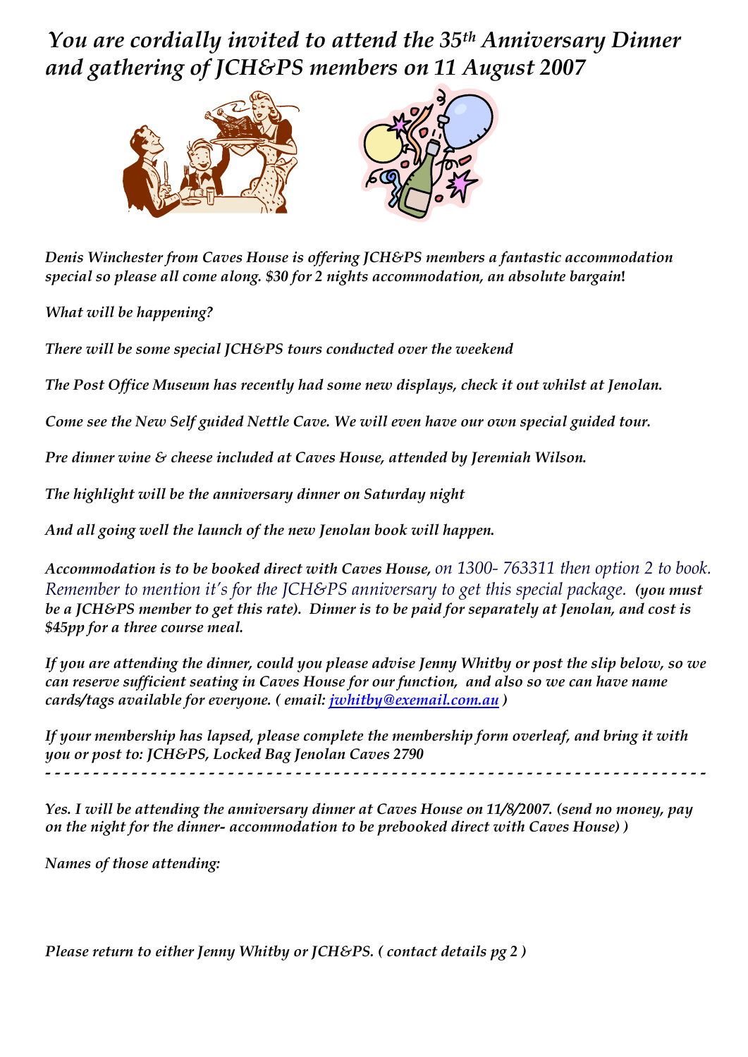# *You are cordially invited to attend the 35th Anniversary Dinner and gathering of JCH&PS members on 11 August 2007*

***Denis Winchester from Caves House is offering JCH&PS members a fantastic accommodation special so please all come along. $30 for 2 nights accommodation, an absolute bargain!***

***What will be happening?***

***There will be some special JCH&PS tours conducted over the weekend***

***The Post Office Museum has recently had some new displays, check it out whilst at Jenolan.***

***Come see the New Self guided Nettle Cave. We will even have our own special guided tour.***

***Pre dinner wine & cheese included at Caves House, attended by Jeremiah Wilson.***

***The highlight will be the anniversary dinner on Saturday night***

***And all going well the launch of the new Jenolan book will happen.***

***Accommodation is to be booked direct with Caves House,*** *on 1300- 763311 then option 2 to book. Remember to mention it's for the JCH&PS anniversary to get this special package.* ***(you must be a JCH&PS member to get this rate). Dinner is to be paid for separately at Jenolan, and cost is $45pp for a three course meal.***

***If you are attending the dinner, could you please advise Jenny Whitby or post the slip below, so we can reserve sufficient seating in Caves House for our function, and also so we can have name cards/tags available for everyone. ( email: jwhitby@exemail.com.au )***

***If your membership has lapsed, please complete the membership form overleaf, and bring it with you or post to: JCH&PS, Locked Bag Jenolan Caves 2790***

- - - - - - - - - - - - - - - - - - - - - - - - - - - - - - - - - - - - - - - - - - - - - - - - - - - - - - - - - - - - - - - -

***Yes. I will be attending the anniversary dinner at Caves House on 11/8/2007. (send no money, pay on the night for the dinner- accommodation to be prebooked direct with Caves House) )***

***Names of those attending:***

***Please return to either Jenny Whitby or JCH&PS. ( contact details pg 2 )***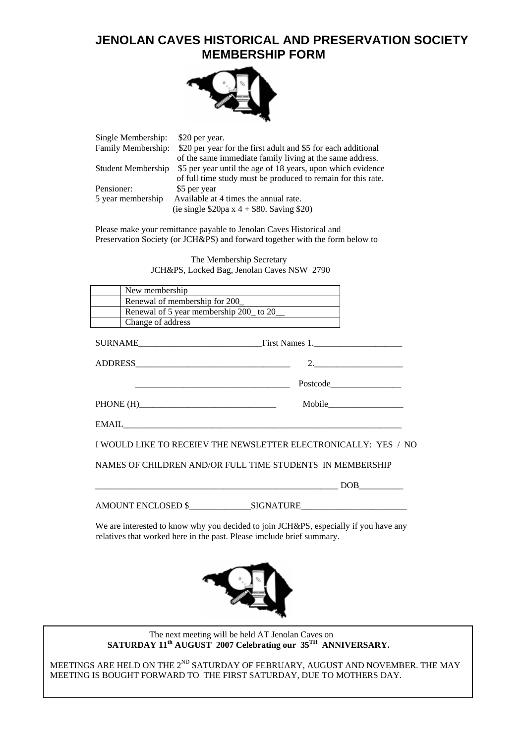# JENOLAN CAVES HISTORICAL AND PRESERVATION SOCIETY MEMBERSHIP FORM

Single Membership: $20 per year.
Family Membership: $20 per year for the first adult and $5 for each additional of the same immediate family living at the same address.
Student Membership $5 per year until the age of 18 years, upon which evidence of full time study must be produced to remain for this rate.
Pensioner: $5 per year
5 year membership Available at 4 times the annual rate.
(ie single $20pa x 4 + $80. Saving $20)

Please make your remittance payable to Jenolan Caves Historical and Preservation Society (or JCH&PS) and forward together with the form below to

The Membership Secretary
JCH&PS, Locked Bag, Jenolan Caves NSW 2790

| | |
|---|---|
| | New membership |
| | Renewal of membership for 200_ |
| | Renewal of 5 year membership 200_ to 20__ |
| | Change of address |

SURNAME____________________________First Names 1.____________________

ADDRESS___________________________________ 2.____________________

___________________________________ Postcode________________

PHONE (H)_______________________________ Mobile_________________

EMAIL________________________________________________________________

I WOULD LIKE TO RECEIEV THE NEWSLETTER ELECTRONICALLY: YES / NO

NAMES OF CHILDREN AND/OR FULL TIME STUDENTS IN MEMBERSHIP

________________________________________________________ DOB__________

AMOUNT ENCLOSED $______________SIGNATURE________________________

We are interested to know why you decided to join JCH&PS, especially if you have any relatives that worked here in the past. Please imclude brief summary.

The next meeting will be held AT Jenolan Caves on
**SATURDAY 11th AUGUST 2007 Celebrating our 35TH ANNIVERSARY.**

MEETINGS ARE HELD ON THE 2ND SATURDAY OF FEBRUARY, AUGUST AND NOVEMBER. THE MAY MEETING IS BOUGHT FORWARD TO THE FIRST SATURDAY, DUE TO MOTHERS DAY.